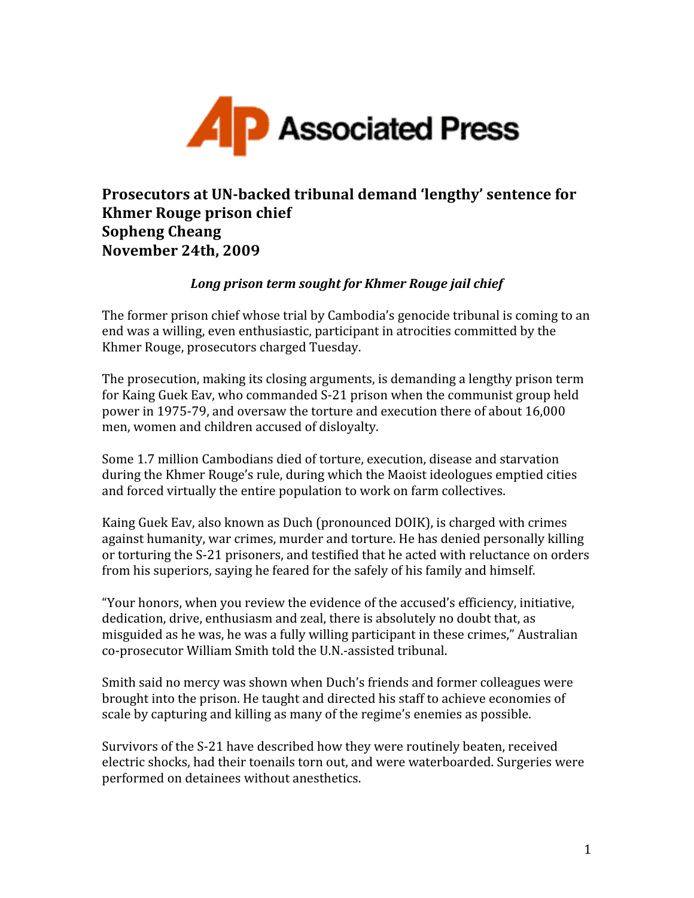Associated Press

# Prosecutors at UN-backed tribunal demand 'lengthy' sentence for Khmer Rouge prison chief

**Sopheng Cheang**

**November 24th, 2009**

*Long prison term sought for Khmer Rouge jail chief*

The former prison chief whose trial by Cambodia's genocide tribunal is coming to an end was a willing, even enthusiastic, participant in atrocities committed by the Khmer Rouge, prosecutors charged Tuesday.

The prosecution, making its closing arguments, is demanding a lengthy prison term for Kaing Guek Eav, who commanded S-21 prison when the communist group held power in 1975-79, and oversaw the torture and execution there of about 16,000 men, women and children accused of disloyalty.

Some 1.7 million Cambodians died of torture, execution, disease and starvation during the Khmer Rouge's rule, during which the Maoist ideologues emptied cities and forced virtually the entire population to work on farm collectives.

Kaing Guek Eav, also known as Duch (pronounced DOIK), is charged with crimes against humanity, war crimes, murder and torture. He has denied personally killing or torturing the S-21 prisoners, and testified that he acted with reluctance on orders from his superiors, saying he feared for the safely of his family and himself.

"Your honors, when you review the evidence of the accused's efficiency, initiative, dedication, drive, enthusiasm and zeal, there is absolutely no doubt that, as misguided as he was, he was a fully willing participant in these crimes," Australian co-prosecutor William Smith told the U.N.-assisted tribunal.

Smith said no mercy was shown when Duch's friends and former colleagues were brought into the prison. He taught and directed his staff to achieve economies of scale by capturing and killing as many of the regime's enemies as possible.

Survivors of the S-21 have described how they were routinely beaten, received electric shocks, had their toenails torn out, and were waterboarded. Surgeries were performed on detainees without anesthetics.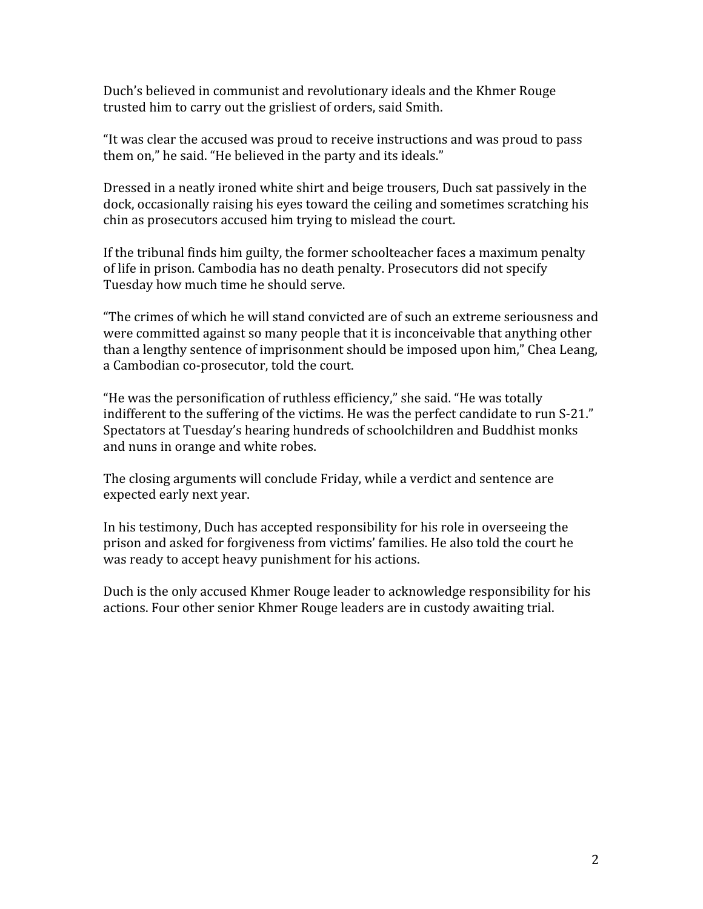Duch's believed in communist and revolutionary ideals and the Khmer Rouge trusted him to carry out the grisliest of orders, said Smith.

"It was clear the accused was proud to receive instructions and was proud to pass them on," he said. "He believed in the party and its ideals."

Dressed in a neatly ironed white shirt and beige trousers, Duch sat passively in the dock, occasionally raising his eyes toward the ceiling and sometimes scratching his chin as prosecutors accused him trying to mislead the court.

If the tribunal finds him guilty, the former schoolteacher faces a maximum penalty of life in prison. Cambodia has no death penalty. Prosecutors did not specify Tuesday how much time he should serve.

"The crimes of which he will stand convicted are of such an extreme seriousness and were committed against so many people that it is inconceivable that anything other than a lengthy sentence of imprisonment should be imposed upon him," Chea Leang, a Cambodian co-prosecutor, told the court.

"He was the personification of ruthless efficiency," she said. "He was totally indifferent to the suffering of the victims. He was the perfect candidate to run S-21." Spectators at Tuesday's hearing hundreds of schoolchildren and Buddhist monks and nuns in orange and white robes.

The closing arguments will conclude Friday, while a verdict and sentence are expected early next year.

In his testimony, Duch has accepted responsibility for his role in overseeing the prison and asked for forgiveness from victims' families. He also told the court he was ready to accept heavy punishment for his actions.

Duch is the only accused Khmer Rouge leader to acknowledge responsibility for his actions. Four other senior Khmer Rouge leaders are in custody awaiting trial.